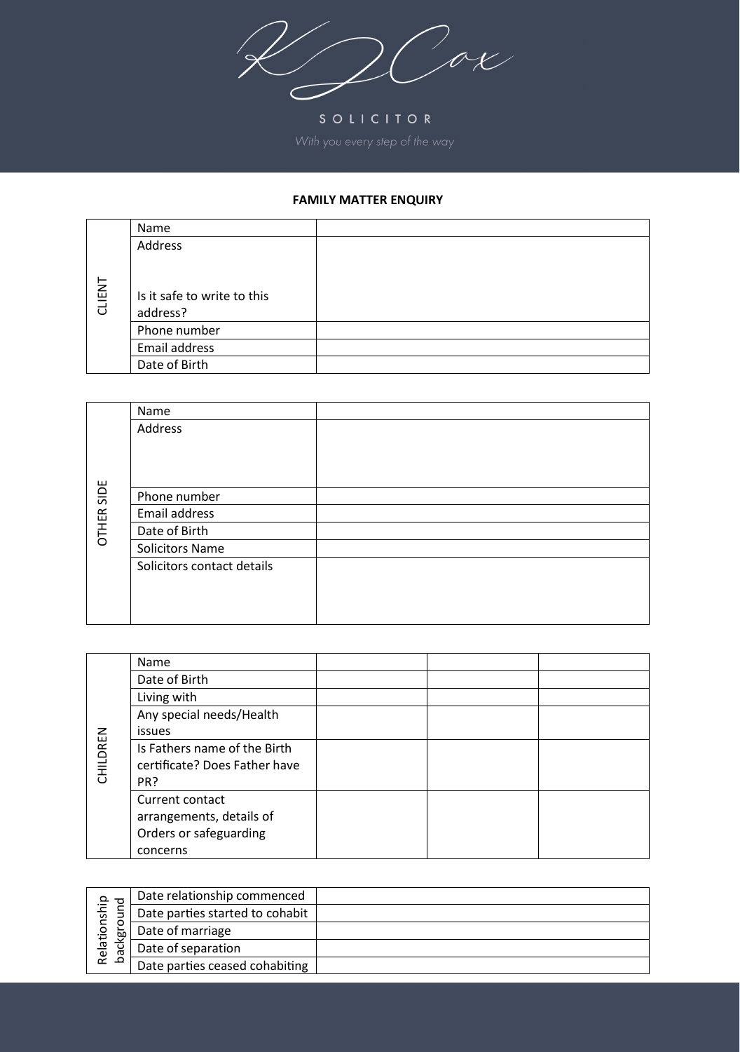KJ Cox

SOLICITOR

*With you every step of the way*

**FAMILY MATTER ENQUIRY**

| CLIENT | | |
|---|---|---|
| | Name | |
| | Address<br><br>Is it safe to write to this address? | |
| | Phone number | |
| | Email address | |
| | Date of Birth | |

| OTHER SIDE | | |
|---|---|---|
| | Name | |
| | Address | |
| | Phone number | |
| | Email address | |
| | Date of Birth | |
| | Solicitors Name | |
| | Solicitors contact details | |

| CHILDREN | | | | |
|---|---|---|---|---|
| | Name | | | |
| | Date of Birth | | | |
| | Living with | | | |
| | Any special needs/Health issues | | | |
| | Is Fathers name of the Birth certificate? Does Father have PR? | | | |
| | Current contact arrangements, details of Orders or safeguarding concerns | | | |

| Relationship background | | |
|---|---|---|
| | Date relationship commenced | |
| | Date parties started to cohabit | |
| | Date of marriage | |
| | Date of separation | |
| | Date parties ceased cohabiting | |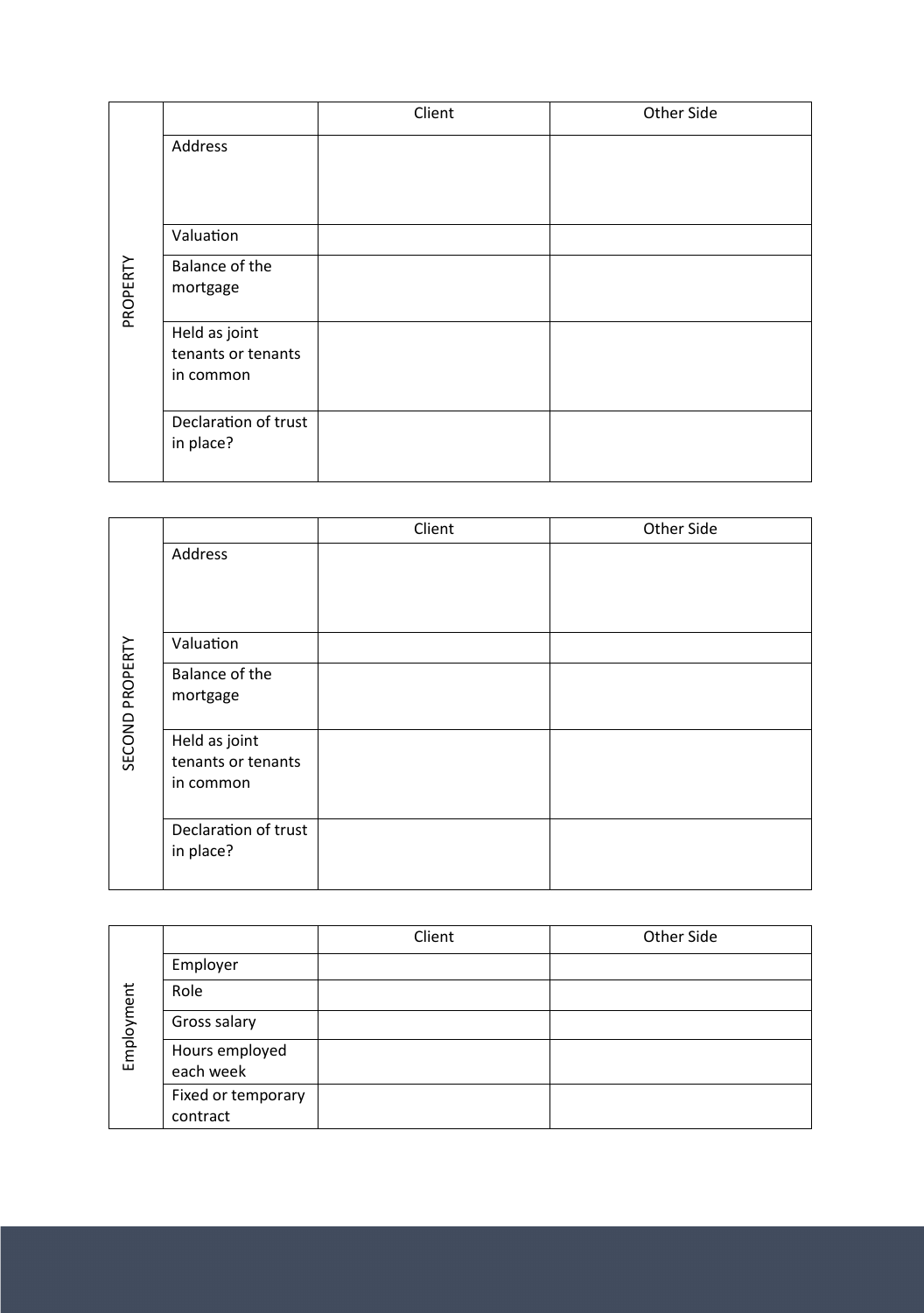| PROPERTY | | Client | Other Side |
|---|---|---|---|
| | Address | | |
| | Valuation | | |
| | Balance of the mortgage | | |
| | Held as joint tenants or tenants in common | | |
| | Declaration of trust in place? | | |

| SECOND PROPERTY | | Client | Other Side |
|---|---|---|---|
| | Address | | |
| | Valuation | | |
| | Balance of the mortgage | | |
| | Held as joint tenants or tenants in common | | |
| | Declaration of trust in place? | | |

| Employment | | Client | Other Side |
|---|---|---|---|
| | Employer | | |
| | Role | | |
| | Gross salary | | |
| | Hours employed each week | | |
| | Fixed or temporary contract | | |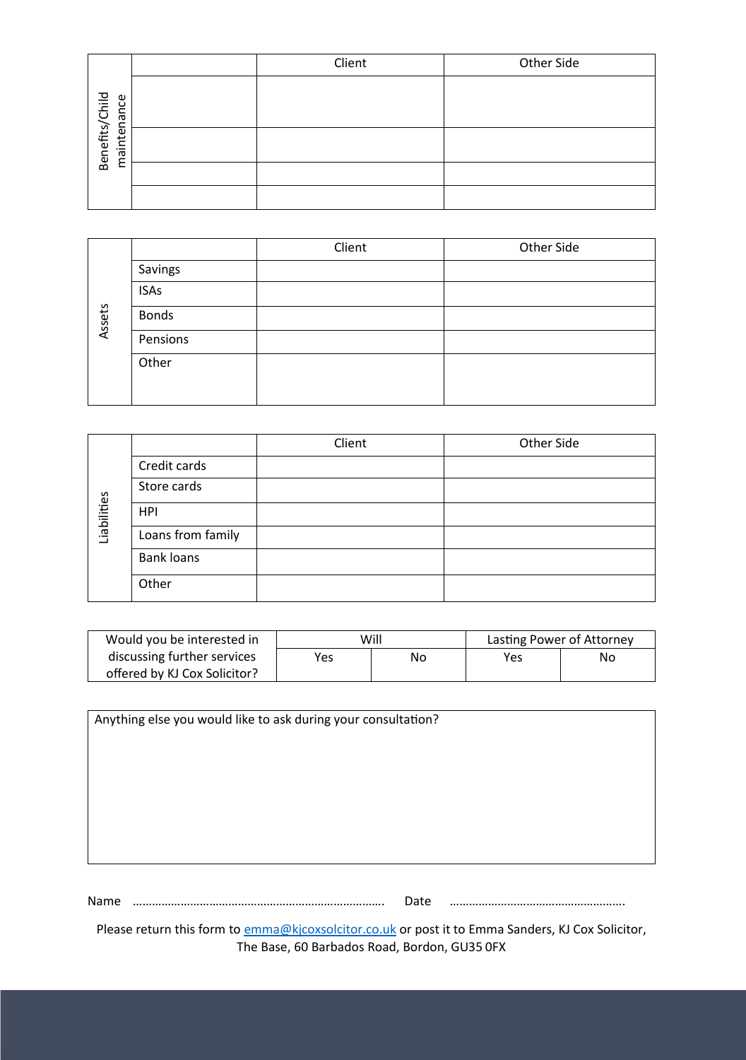| Benefits/Child maintenance | | Client | Other Side |
|---|---|---|---|
| | | | |
| | | | |
| | | | |
| | | | |

| Assets | | Client | Other Side |
|---|---|---|---|
| | Savings | | |
| | ISAs | | |
| | Bonds | | |
| | Pensions | | |
| | Other | | |

| Liabilities | | Client | Other Side |
|---|---|---|---|
| | Credit cards | | |
| | Store cards | | |
| | HPI | | |
| | Loans from family | | |
| | Bank loans | | |
| | Other | | |

| Would you be interested in discussing further services offered by KJ Cox Solicitor? | Will | | Lasting Power of Attorney | |
|---|---|---|---|---|
| | Yes | No | Yes | No |

| Anything else you would like to ask during your consultation? |
|---|
| |

Name ………………………………………………………………………. Date ……………………………………………….

Please return this form to emma@kjcoxsolcitor.co.uk or post it to Emma Sanders, KJ Cox Solicitor, The Base, 60 Barbados Road, Bordon, GU35 0FX